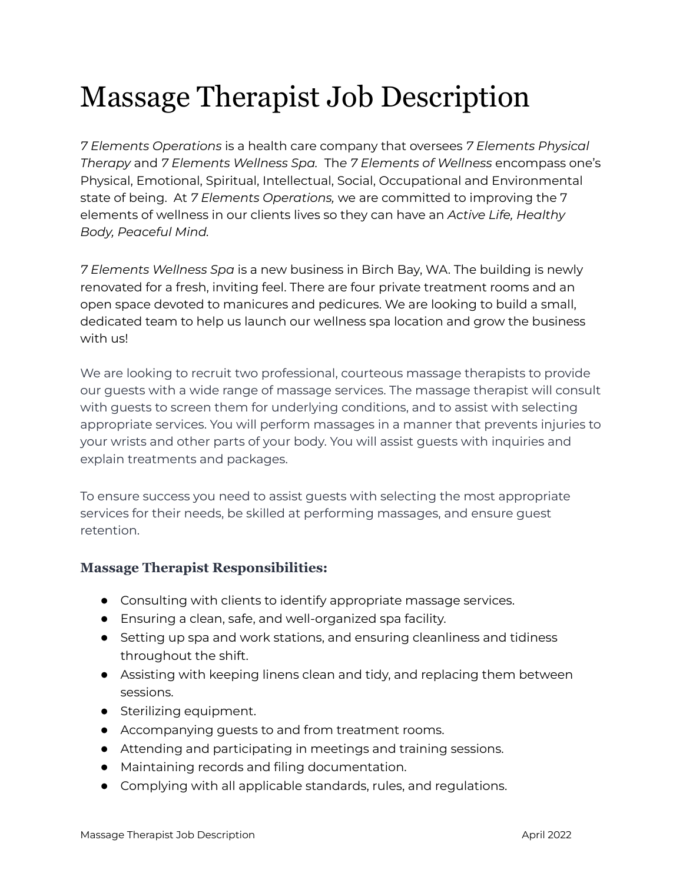# Massage Therapist Job Description

*7 Elements Operations* is a health care company that oversees *7 Elements Physical Therapy* and *7 Elements Wellness Spa*. The *7 Elements of Wellness* encompass one's Physical, Emotional, Spiritual, Intellectual, Social, Occupational and Environmental state of being. At *7 Elements Operations,* we are committed to improving the 7 elements of wellness in our clients lives so they can have an *Active Life, Healthy Body, Peaceful Mind.*

*7 Elements Wellness Spa* is a new business in Birch Bay, WA. The building is newly renovated for a fresh, inviting feel. There are four private treatment rooms and an open space devoted to manicures and pedicures. We are looking to build a small, dedicated team to help us launch our wellness spa location and grow the business with us!

We are looking to recruit two professional, courteous massage therapists to provide our guests with a wide range of massage services. The massage therapist will consult with guests to screen them for underlying conditions, and to assist with selecting appropriate services. You will perform massages in a manner that prevents injuries to your wrists and other parts of your body. You will assist guests with inquiries and explain treatments and packages.

To ensure success you need to assist guests with selecting the most appropriate services for their needs, be skilled at performing massages, and ensure guest retention.

### Massage Therapist Responsibilities:

- Consulting with clients to identify appropriate massage services.
- Ensuring a clean, safe, and well-organized spa facility.
- Setting up spa and work stations, and ensuring cleanliness and tidiness throughout the shift.
- Assisting with keeping linens clean and tidy, and replacing them between sessions.
- Sterilizing equipment.
- Accompanying guests to and from treatment rooms.
- Attending and participating in meetings and training sessions.
- Maintaining records and filing documentation.
- Complying with all applicable standards, rules, and regulations.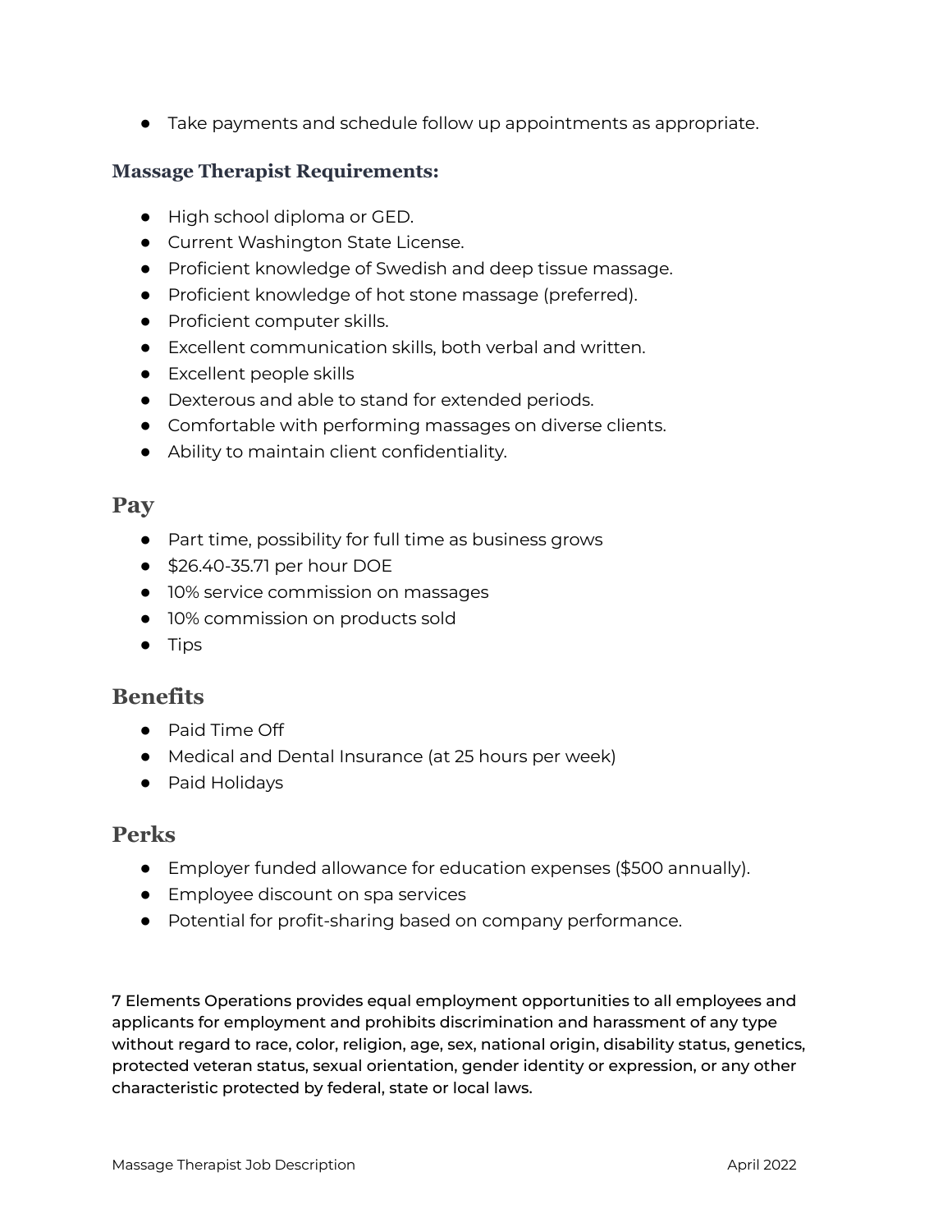- Take payments and schedule follow up appointments as appropriate.

### Massage Therapist Requirements:

- High school diploma or GED.
- Current Washington State License.
- Proficient knowledge of Swedish and deep tissue massage.
- Proficient knowledge of hot stone massage (preferred).
- Proficient computer skills.
- Excellent communication skills, both verbal and written.
- Excellent people skills
- Dexterous and able to stand for extended periods.
- Comfortable with performing massages on diverse clients.
- Ability to maintain client confidentiality.

## Pay

- Part time, possibility for full time as business grows
- $26.40-35.71 per hour DOE
- 10% service commission on massages
- 10% commission on products sold
- Tips

## Benefits

- Paid Time Off
- Medical and Dental Insurance (at 25 hours per week)
- Paid Holidays

## Perks

- Employer funded allowance for education expenses ($500 annually).
- Employee discount on spa services
- Potential for profit-sharing based on company performance.

**7 Elements Operations provides equal employment opportunities to all employees and applicants for employment and prohibits discrimination and harassment of any type without regard to race, color, religion, age, sex, national origin, disability status, genetics, protected veteran status, sexual orientation, gender identity or expression, or any other characteristic protected by federal, state or local laws.**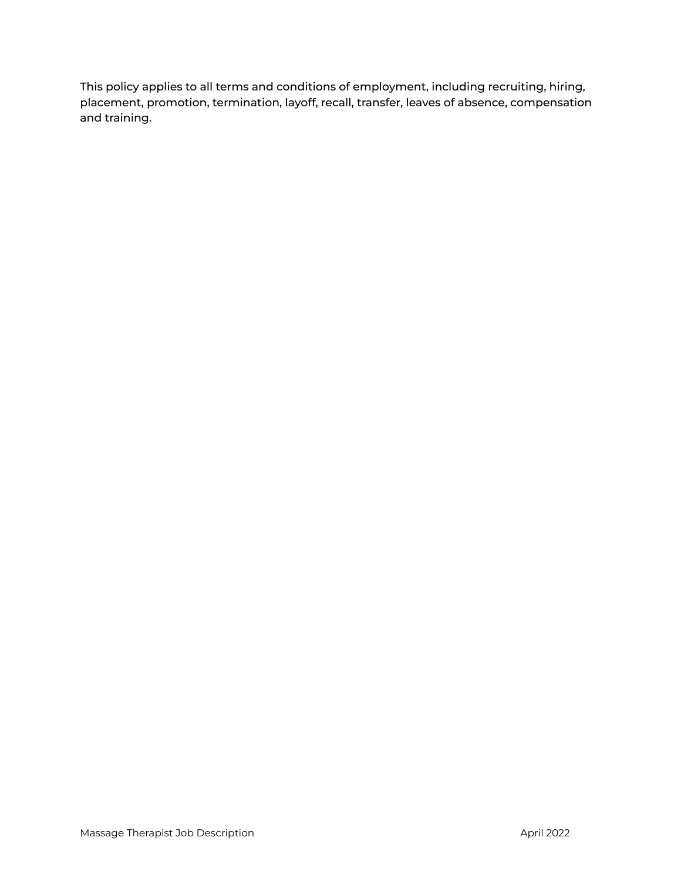This policy applies to all terms and conditions of employment, including recruiting, hiring, placement, promotion, termination, layoff, recall, transfer, leaves of absence, compensation and training.